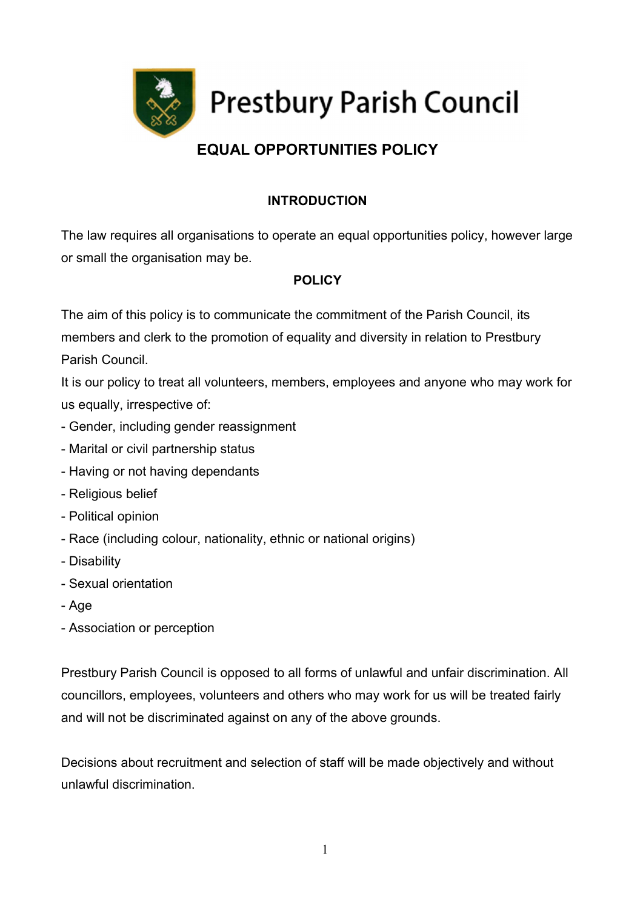# Prestbury Parish Council

## EQUAL OPPORTUNITIES POLICY

### INTRODUCTION

The law requires all organisations to operate an equal opportunities policy, however large or small the organisation may be.

### POLICY

The aim of this policy is to communicate the commitment of the Parish Council, its members and clerk to the promotion of equality and diversity in relation to Prestbury Parish Council.

It is our policy to treat all volunteers, members, employees and anyone who may work for us equally, irrespective of:

- Gender, including gender reassignment
- Marital or civil partnership status
- Having or not having dependants
- Religious belief
- Political opinion
- Race (including colour, nationality, ethnic or national origins)
- Disability
- Sexual orientation
- Age
- Association or perception

Prestbury Parish Council is opposed to all forms of unlawful and unfair discrimination. All councillors, employees, volunteers and others who may work for us will be treated fairly and will not be discriminated against on any of the above grounds.

Decisions about recruitment and selection of staff will be made objectively and without unlawful discrimination.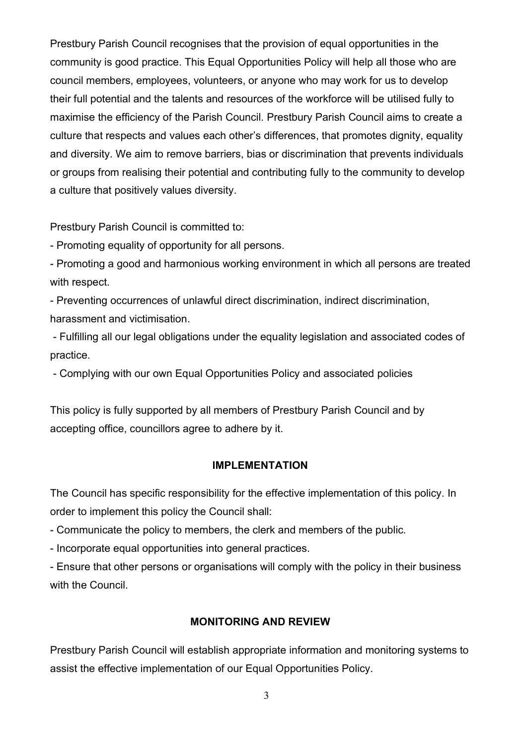Prestbury Parish Council recognises that the provision of equal opportunities in the community is good practice. This Equal Opportunities Policy will help all those who are council members, employees, volunteers, or anyone who may work for us to develop their full potential and the talents and resources of the workforce will be utilised fully to maximise the efficiency of the Parish Council. Prestbury Parish Council aims to create a culture that respects and values each other's differences, that promotes dignity, equality and diversity. We aim to remove barriers, bias or discrimination that prevents individuals or groups from realising their potential and contributing fully to the community to develop a culture that positively values diversity.

Prestbury Parish Council is committed to:

- Promoting equality of opportunity for all persons.
- Promoting a good and harmonious working environment in which all persons are treated with respect.
- Preventing occurrences of unlawful direct discrimination, indirect discrimination, harassment and victimisation.
- Fulfilling all our legal obligations under the equality legislation and associated codes of practice.
- Complying with our own Equal Opportunities Policy and associated policies

This policy is fully supported by all members of Prestbury Parish Council and by accepting office, councillors agree to adhere by it.

## IMPLEMENTATION

The Council has specific responsibility for the effective implementation of this policy. In order to implement this policy the Council shall:

- Communicate the policy to members, the clerk and members of the public.
- Incorporate equal opportunities into general practices.
- Ensure that other persons or organisations will comply with the policy in their business with the Council.

## MONITORING AND REVIEW

Prestbury Parish Council will establish appropriate information and monitoring systems to assist the effective implementation of our Equal Opportunities Policy.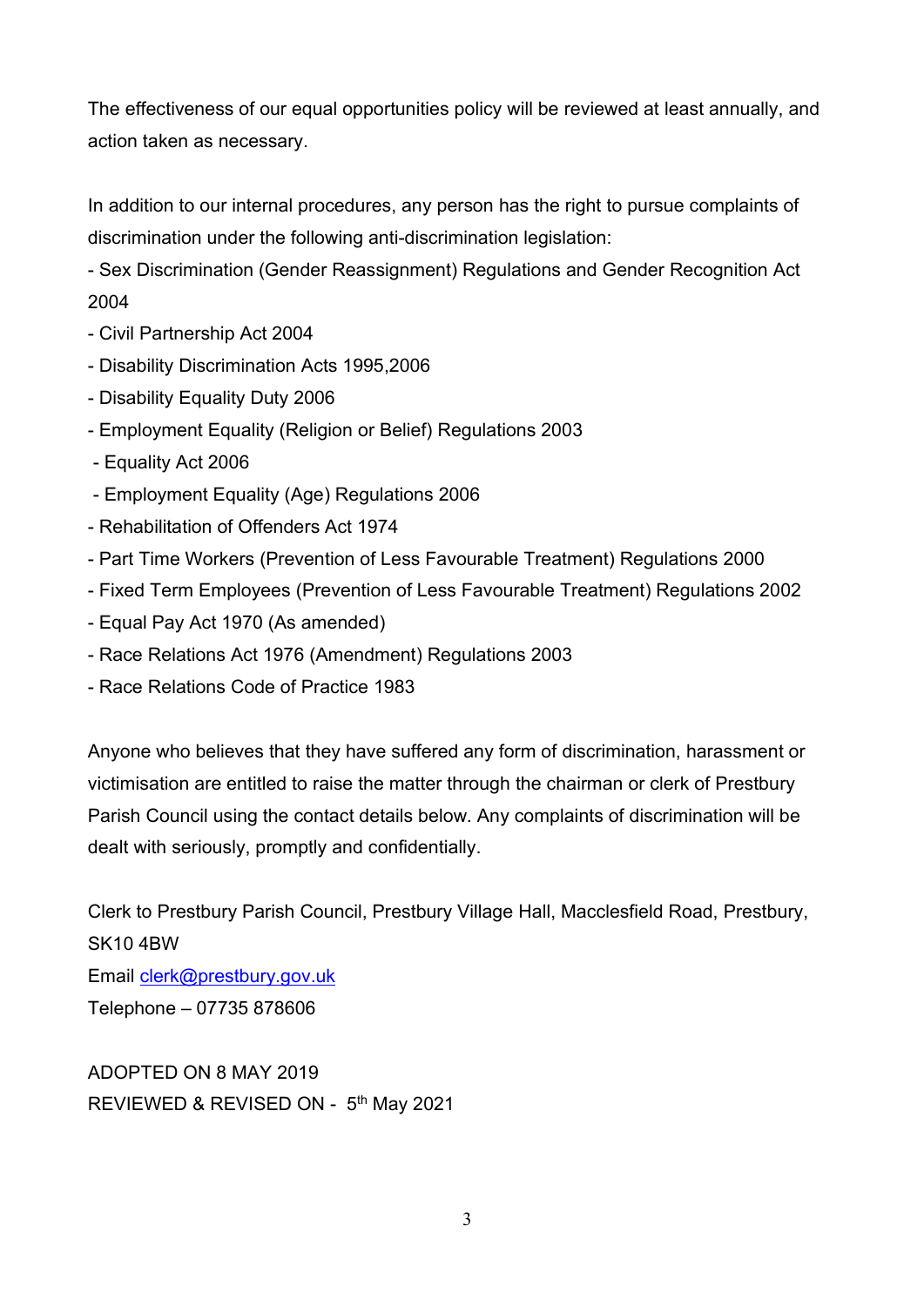The effectiveness of our equal opportunities policy will be reviewed at least annually, and action taken as necessary.

In addition to our internal procedures, any person has the right to pursue complaints of discrimination under the following anti-discrimination legislation:

- Sex Discrimination (Gender Reassignment) Regulations and Gender Recognition Act 2004
- Civil Partnership Act 2004
- Disability Discrimination Acts 1995,2006
- Disability Equality Duty 2006
- Employment Equality (Religion or Belief) Regulations 2003
- Equality Act 2006
- Employment Equality (Age) Regulations 2006
- Rehabilitation of Offenders Act 1974
- Part Time Workers (Prevention of Less Favourable Treatment) Regulations 2000
- Fixed Term Employees (Prevention of Less Favourable Treatment) Regulations 2002
- Equal Pay Act 1970 (As amended)
- Race Relations Act 1976 (Amendment) Regulations 2003
- Race Relations Code of Practice 1983

Anyone who believes that they have suffered any form of discrimination, harassment or victimisation are entitled to raise the matter through the chairman or clerk of Prestbury Parish Council using the contact details below. Any complaints of discrimination will be dealt with seriously, promptly and confidentially.

Clerk to Prestbury Parish Council, Prestbury Village Hall, Macclesfield Road, Prestbury, SK10 4BW
Email clerk@prestbury.gov.uk
Telephone – 07735 878606

ADOPTED ON 8 MAY 2019
REVIEWED & REVISED ON - 5th May 2021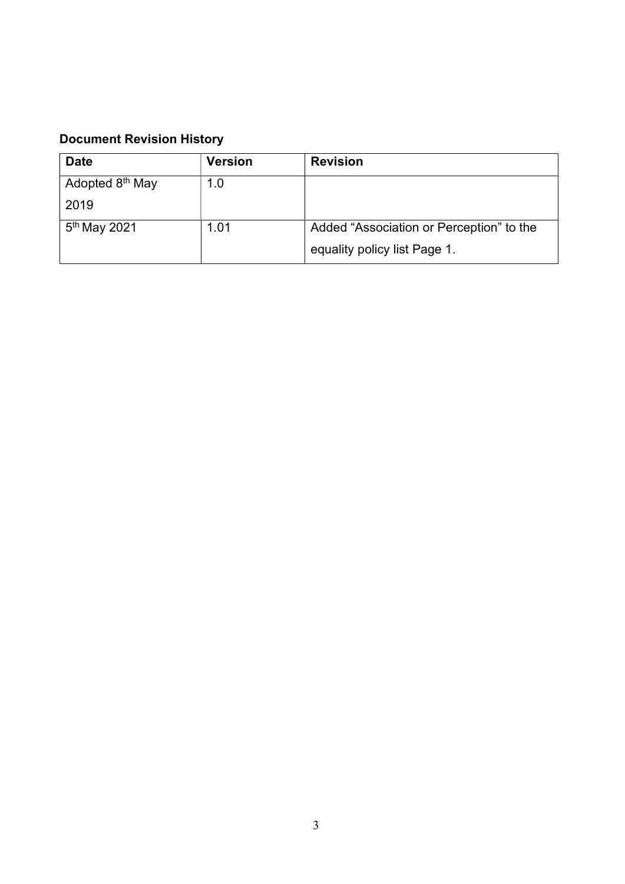**Document Revision History**

| Date | Version | Revision |
|---|---|---|
| Adopted 8th May 2019 | 1.0 | |
| 5th May 2021 | 1.01 | Added "Association or Perception" to the equality policy list Page 1. |